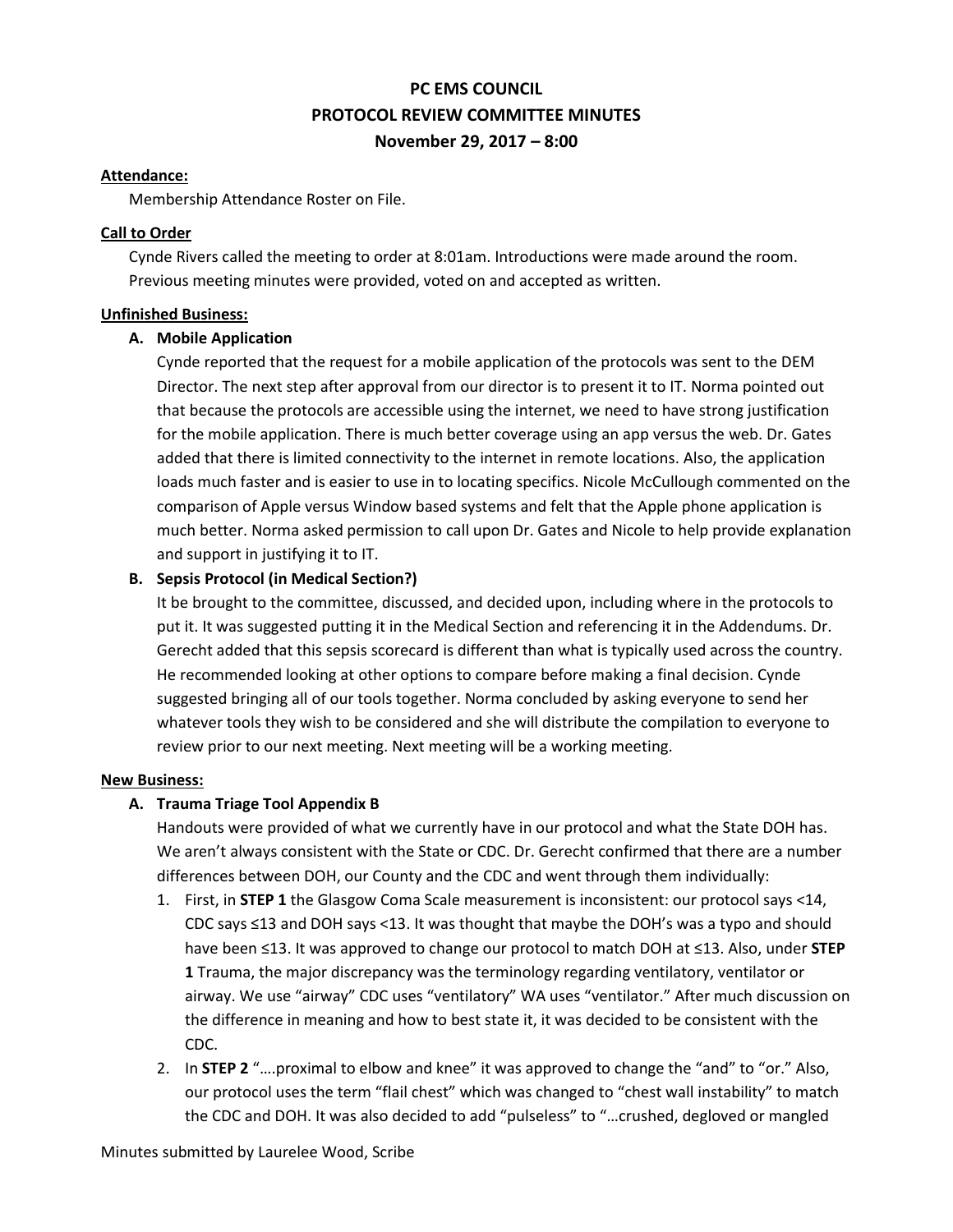# PC EMS COUNCIL

## PROTOCOL REVIEW COMMITTEE MINUTES

### November 29, 2017 – 8:00

**Attendance:**

Membership Attendance Roster on File.

**Call to Order**

Cynde Rivers called the meeting to order at 8:01am. Introductions were made around the room. Previous meeting minutes were provided, voted on and accepted as written.

**Unfinished Business:**

**A. Mobile Application**

Cynde reported that the request for a mobile application of the protocols was sent to the DEM Director. The next step after approval from our director is to present it to IT. Norma pointed out that because the protocols are accessible using the internet, we need to have strong justification for the mobile application. There is much better coverage using an app versus the web. Dr. Gates added that there is limited connectivity to the internet in remote locations. Also, the application loads much faster and is easier to use in to locating specifics. Nicole McCullough commented on the comparison of Apple versus Window based systems and felt that the Apple phone application is much better. Norma asked permission to call upon Dr. Gates and Nicole to help provide explanation and support in justifying it to IT.

**B. Sepsis Protocol (in Medical Section?)**

It be brought to the committee, discussed, and decided upon, including where in the protocols to put it. It was suggested putting it in the Medical Section and referencing it in the Addendums. Dr. Gerecht added that this sepsis scorecard is different than what is typically used across the country. He recommended looking at other options to compare before making a final decision. Cynde suggested bringing all of our tools together. Norma concluded by asking everyone to send her whatever tools they wish to be considered and she will distribute the compilation to everyone to review prior to our next meeting. Next meeting will be a working meeting.

**New Business:**

**A. Trauma Triage Tool Appendix B**

Handouts were provided of what we currently have in our protocol and what the State DOH has. We aren't always consistent with the State or CDC. Dr. Gerecht confirmed that there are a number differences between DOH, our County and the CDC and went through them individually:

1. First, in **STEP 1** the Glasgow Coma Scale measurement is inconsistent: our protocol says <14, CDC says ≤13 and DOH says <13. It was thought that maybe the DOH's was a typo and should have been ≤13. It was approved to change our protocol to match DOH at ≤13. Also, under **STEP 1** Trauma, the major discrepancy was the terminology regarding ventilatory, ventilator or airway. We use "airway" CDC uses "ventilatory" WA uses "ventilator." After much discussion on the difference in meaning and how to best state it, it was decided to be consistent with the CDC.
2. In **STEP 2** "….proximal to elbow and knee" it was approved to change the "and" to "or." Also, our protocol uses the term "flail chest" which was changed to "chest wall instability" to match the CDC and DOH. It was also decided to add "pulseless" to "…crushed, degloved or mangled

Minutes submitted by Laurelee Wood, Scribe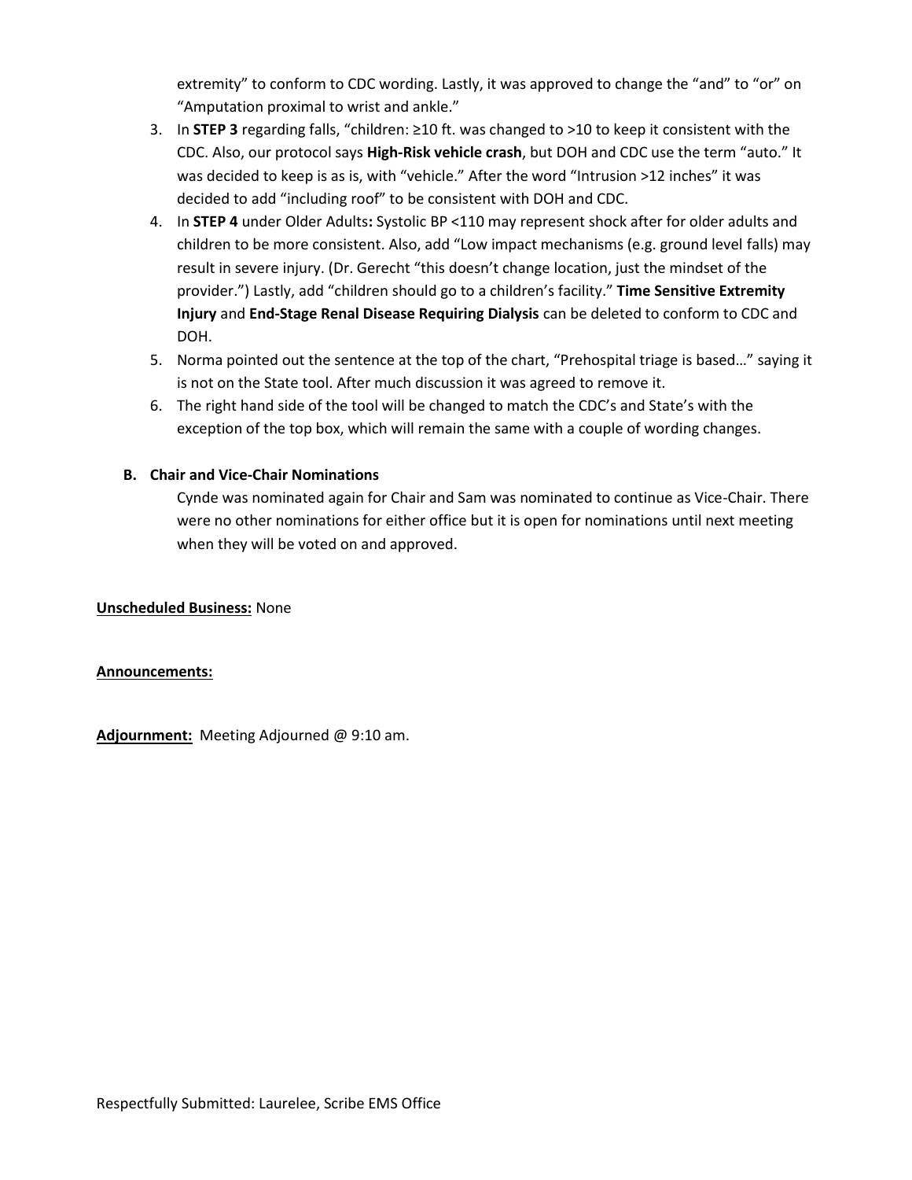extremity" to conform to CDC wording. Lastly, it was approved to change the "and" to "or" on "Amputation proximal to wrist and ankle."

3. In **STEP 3** regarding falls, "children: ≥10 ft. was changed to >10 to keep it consistent with the CDC. Also, our protocol says **High-Risk vehicle crash**, but DOH and CDC use the term "auto." It was decided to keep is as is, with "vehicle." After the word "Intrusion >12 inches" it was decided to add "including roof" to be consistent with DOH and CDC.
4. In **STEP 4** under Older Adults**:** Systolic BP <110 may represent shock after for older adults and children to be more consistent. Also, add "Low impact mechanisms (e.g. ground level falls) may result in severe injury. (Dr. Gerecht "this doesn't change location, just the mindset of the provider.") Lastly, add "children should go to a children's facility." **Time Sensitive Extremity Injury** and **End-Stage Renal Disease Requiring Dialysis** can be deleted to conform to CDC and DOH.
5. Norma pointed out the sentence at the top of the chart, "Prehospital triage is based…" saying it is not on the State tool. After much discussion it was agreed to remove it.
6. The right hand side of the tool will be changed to match the CDC's and State's with the exception of the top box, which will remain the same with a couple of wording changes.

**B. Chair and Vice-Chair Nominations**

Cynde was nominated again for Chair and Sam was nominated to continue as Vice-Chair. There were no other nominations for either office but it is open for nominations until next meeting when they will be voted on and approved.

**Unscheduled Business:** None

**Announcements:**

**Adjournment:** Meeting Adjourned @ 9:10 am.

Respectfully Submitted: Laurelee, Scribe EMS Office